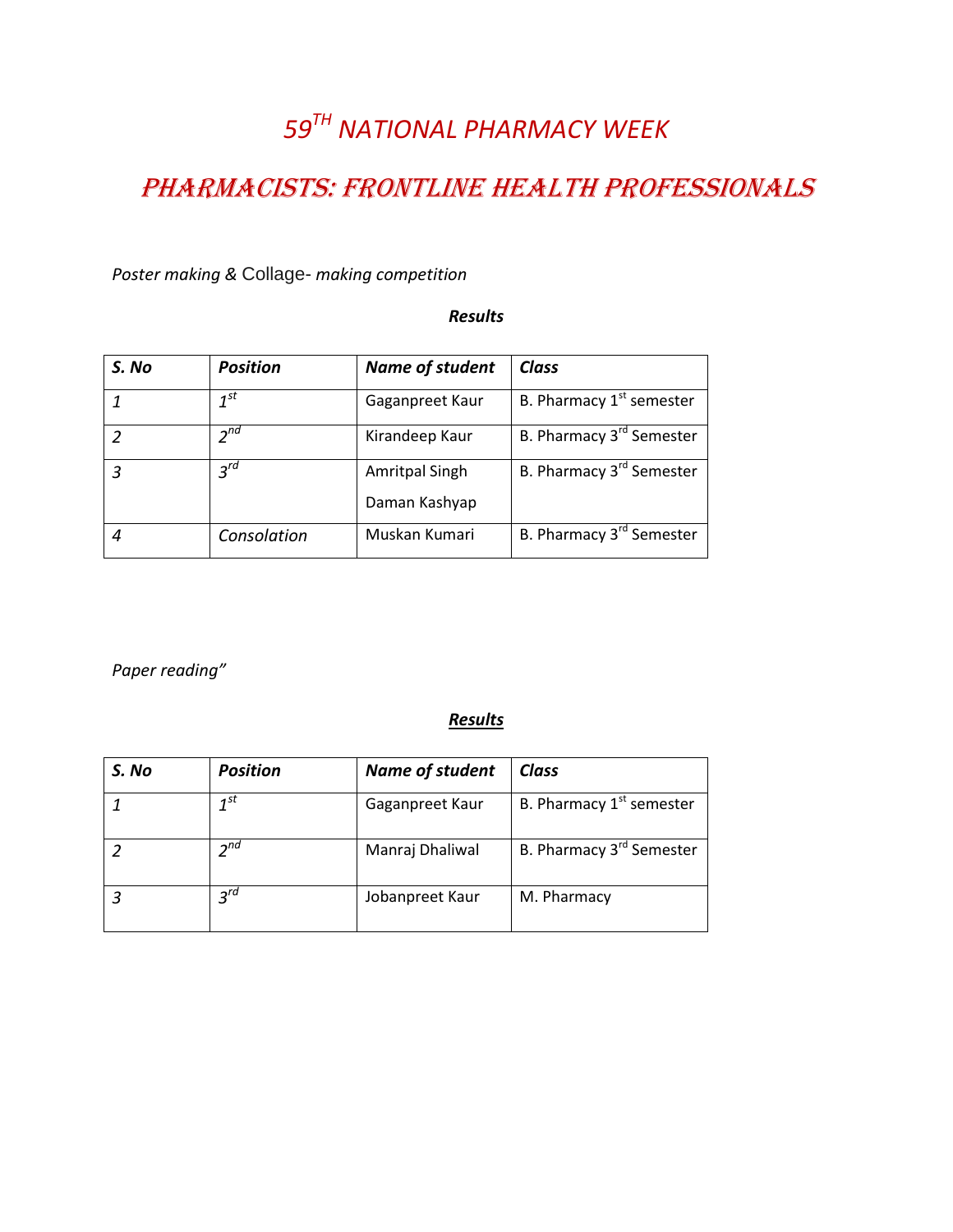# *59$^{TH}$ NATIONAL PHARMACY WEEK*

## PHARMACISTS: FRONTLINE HEALTH PROFESSIONALS

*Poster making & Collage- making competition*

***Results***

| ***S. No*** | ***Position*** | ***Name of student*** | ***Class*** |
|---|---|---|---|
| *1* | *1$^{st}$* | Gaganpreet Kaur | B. Pharmacy 1$^{st}$ semester |
| *2* | *2$^{nd}$* | Kirandeep Kaur | B. Pharmacy 3$^{rd}$ Semester |
| *3* | *3$^{rd}$* | Amritpal Singh<br>Daman Kashyap | B. Pharmacy 3$^{rd}$ Semester |
| *4* | *Consolation* | Muskan Kumari | B. Pharmacy 3$^{rd}$ Semester |

*Paper reading"*

***Results***

| ***S. No*** | ***Position*** | ***Name of student*** | ***Class*** |
|---|---|---|---|
| *1* | *1$^{st}$* | Gaganpreet Kaur | B. Pharmacy 1$^{st}$ semester |
| *2* | *2$^{nd}$* | Manraj Dhaliwal | B. Pharmacy 3$^{rd}$ Semester |
| *3* | *3$^{rd}$* | Jobanpreet Kaur | M. Pharmacy |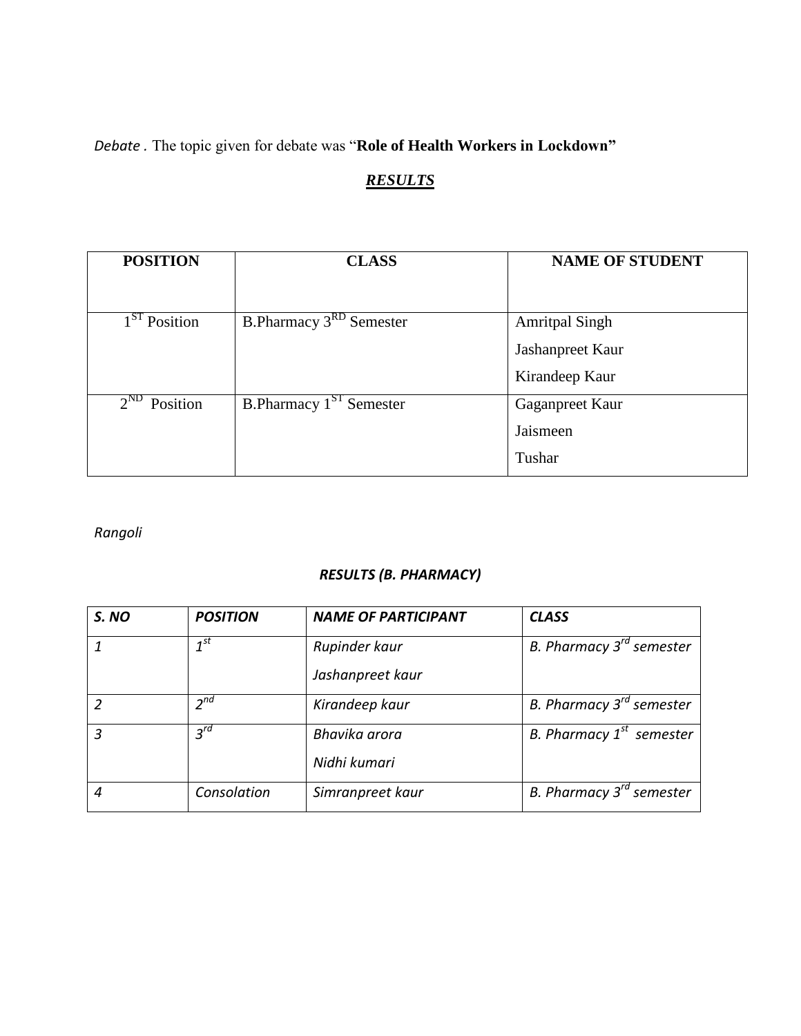*Debate* . The topic given for debate was "**Role of Health Workers in Lockdown"**

***<u>RESULTS</u>***

| POSITION | CLASS | NAME OF STUDENT |
|---|---|---|
| $1^{ST}$ Position | B.Pharmacy $3^{RD}$ Semester | Amritpal Singh<br>Jashanpreet Kaur<br>Kirandeep Kaur |
| $2^{ND}$ Position | B.Pharmacy $1^{ST}$ Semester | Gaganpreet Kaur<br>Jaismeen<br>Tushar |

*Rangoli*

***RESULTS (B. PHARMACY)***

| *S. NO* | *POSITION* | *NAME OF PARTICIPANT* | *CLASS* |
|---|---|---|---|
| *1* | *$1^{st}$* | *Rupinder kaur*<br>*Jashanpreet kaur* | *B. Pharmacy $3^{rd}$ semester* |
| *2* | *$2^{nd}$* | *Kirandeep kaur* | *B. Pharmacy $3^{rd}$ semester* |
| *3* | *$3^{rd}$* | *Bhavika arora*<br>*Nidhi kumari* | *B. Pharmacy $1^{st}$ semester* |
| *4* | *Consolation* | *Simranpreet kaur* | *B. Pharmacy $3^{rd}$ semester* |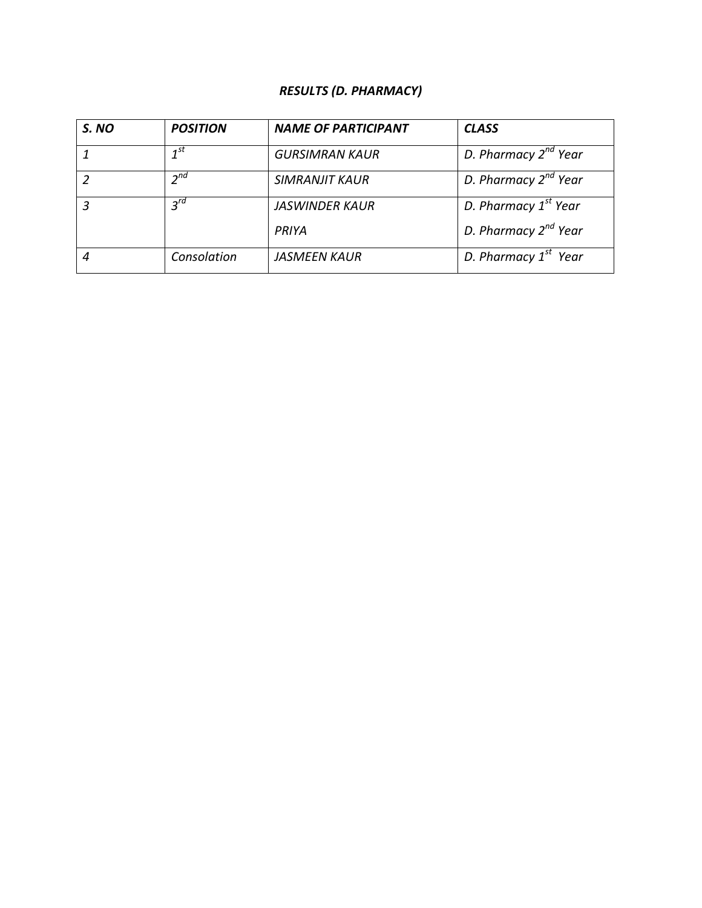***RESULTS (D. PHARMACY)***

| *S. NO* | *POSITION* | *NAME OF PARTICIPANT* | *CLASS* |
|---|---|---|---|
| *1* | *1st* | *GURSIMRAN KAUR* | *D. Pharmacy 2nd Year* |
| *2* | *2nd* | *SIMRANJIT KAUR* | *D. Pharmacy 2nd Year* |
| *3* | *3rd* | *JASWINDER KAUR*<br>*PRIYA* | *D. Pharmacy 1st Year*<br>*D. Pharmacy 2nd Year* |
| *4* | *Consolation* | *JASMEEN KAUR* | *D. Pharmacy 1st Year* |